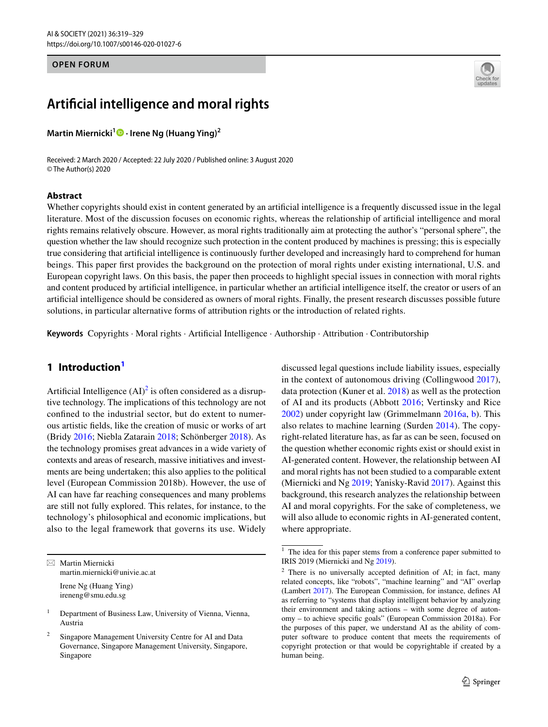OPEN FORUM

# Artificial intelligence and moral rights

**Martin Miernicki**[1] · **Irene Ng (Huang Ying)**[2]

Received: 2 March 2020 / Accepted: 22 July 2020 / Published online: 3 August 2020
© The Author(s) 2020

## Abstract

Whether copyrights should exist in content generated by an artificial intelligence is a frequently discussed issue in the legal literature. Most of the discussion focuses on economic rights, whereas the relationship of artificial intelligence and moral rights remains relatively obscure. However, as moral rights traditionally aim at protecting the author's "personal sphere", the question whether the law should recognize such protection in the content produced by machines is pressing; this is especially true considering that artificial intelligence is continuously further developed and increasingly hard to comprehend for human beings. This paper first provides the background on the protection of moral rights under existing international, U.S. and European copyright laws. On this basis, the paper then proceeds to highlight special issues in connection with moral rights and content produced by artificial intelligence, in particular whether an artificial intelligence itself, the creator or users of an artificial intelligence should be considered as owners of moral rights. Finally, the present research discusses possible future solutions, in particular alternative forms of attribution rights or the introduction of related rights.

**Keywords** Copyrights · Moral rights · Artificial Intelligence · Authorship · Attribution · Contributorship

## 1 Introduction[1]

Artificial Intelligence (AI)[2] is often considered as a disruptive technology. The implications of this technology are not confined to the industrial sector, but do extent to numerous artistic fields, like the creation of music or works of art (Bridy 2016; Niebla Zatarain 2018; Schönberger 2018). As the technology promises great advances in a wide variety of contexts and areas of research, massive initiatives and investments are being undertaken; this also applies to the political level (European Commission 2018b). However, the use of AI can have far reaching consequences and many problems are still not fully explored. This relates, for instance, to the technology's philosophical and economic implications, but also to the legal framework that governs its use. Widely discussed legal questions include liability issues, especially in the context of autonomous driving (Collingwood 2017), data protection (Kuner et al. 2018) as well as the protection of AI and its products (Abbott 2016; Vertinsky and Rice 2002) under copyright law (Grimmelmann 2016a, b). This also relates to machine learning (Surden 2014). The copyright-related literature has, as far as can be seen, focused on the question whether economic rights exist or should exist in AI-generated content. However, the relationship between AI and moral rights has not been studied to a comparable extent (Miernicki and Ng 2019; Yanisky-Ravid 2017). Against this background, this research analyzes the relationship between AI and moral copyrights. For the sake of completeness, we will also allude to economic rights in AI-generated content, where appropriate.

---

✉ Martin Miernicki
martin.miernicki@univie.ac.at

Irene Ng (Huang Ying)
ireneng@smu.edu.sg

[1] Department of Business Law, University of Vienna, Vienna, Austria

[2] Singapore Management University Centre for AI and Data Governance, Singapore Management University, Singapore, Singapore

---

[1] The idea for this paper stems from a conference paper submitted to IRIS 2019 (Miernicki and Ng 2019).

[2] There is no universally accepted definition of AI; in fact, many related concepts, like "robots", "machine learning" and "AI" overlap (Lambert 2017). The European Commission, for instance, defines AI as referring to "systems that display intelligent behavior by analyzing their environment and taking actions – with some degree of autonomy – to achieve specific goals" (European Commission 2018a). For the purposes of this paper, we understand AI as the ability of computer software to produce content that meets the requirements of copyright protection or that would be copyrightable if created by a human being.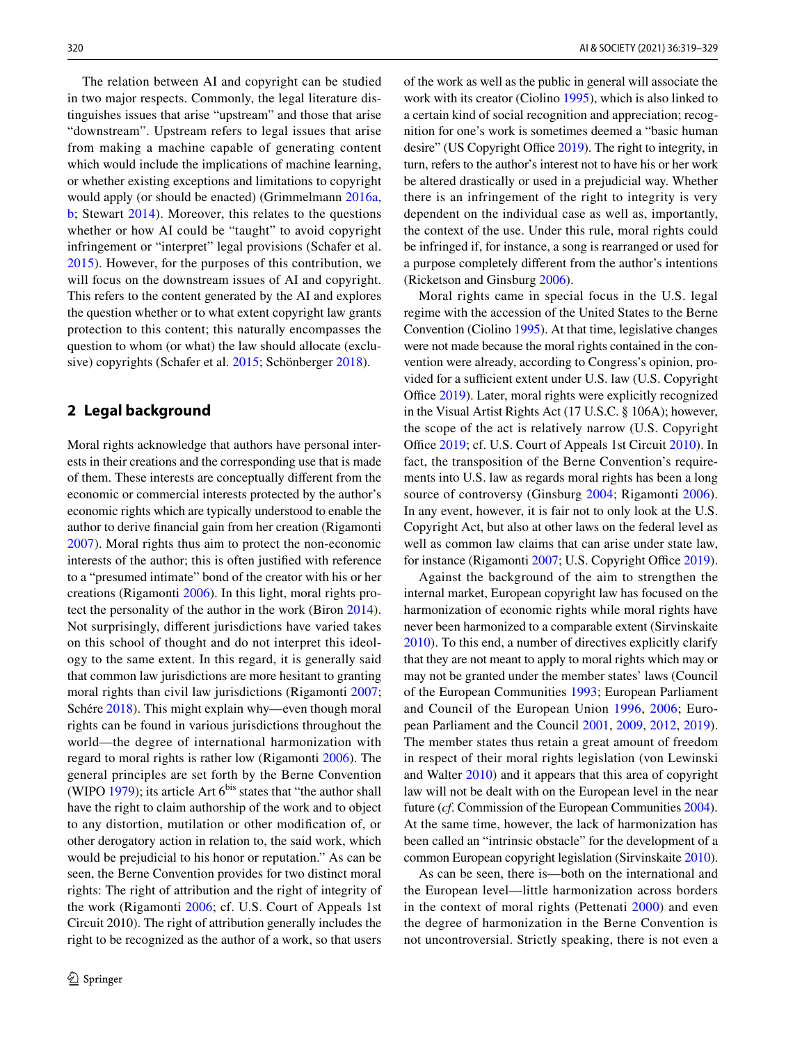The relation between AI and copyright can be studied in two major respects. Commonly, the legal literature distinguishes issues that arise "upstream" and those that arise "downstream". Upstream refers to legal issues that arise from making a machine capable of generating content which would include the implications of machine learning, or whether existing exceptions and limitations to copyright would apply (or should be enacted) (Grimmelmann 2016a, b; Stewart 2014). Moreover, this relates to the questions whether or how AI could be "taught" to avoid copyright infringement or "interpret" legal provisions (Schafer et al. 2015). However, for the purposes of this contribution, we will focus on the downstream issues of AI and copyright. This refers to the content generated by the AI and explores the question whether or to what extent copyright law grants protection to this content; this naturally encompasses the question to whom (or what) the law should allocate (exclusive) copyrights (Schafer et al. 2015; Schönberger 2018).

## 2 Legal background

Moral rights acknowledge that authors have personal interests in their creations and the corresponding use that is made of them. These interests are conceptually different from the economic or commercial interests protected by the author's economic rights which are typically understood to enable the author to derive financial gain from her creation (Rigamonti 2007). Moral rights thus aim to protect the non-economic interests of the author; this is often justified with reference to a "presumed intimate" bond of the creator with his or her creations (Rigamonti 2006). In this light, moral rights protect the personality of the author in the work (Biron 2014). Not surprisingly, different jurisdictions have varied takes on this school of thought and do not interpret this ideology to the same extent. In this regard, it is generally said that common law jurisdictions are more hesitant to granting moral rights than civil law jurisdictions (Rigamonti 2007; Schére 2018). This might explain why—even though moral rights can be found in various jurisdictions throughout the world—the degree of international harmonization with regard to moral rights is rather low (Rigamonti 2006). The general principles are set forth by the Berne Convention (WIPO 1979); its article Art 6bis states that "the author shall have the right to claim authorship of the work and to object to any distortion, mutilation or other modification of, or other derogatory action in relation to, the said work, which would be prejudicial to his honor or reputation." As can be seen, the Berne Convention provides for two distinct moral rights: The right of attribution and the right of integrity of the work (Rigamonti 2006; cf. U.S. Court of Appeals 1st Circuit 2010). The right of attribution generally includes the right to be recognized as the author of a work, so that users of the work as well as the public in general will associate the work with its creator (Ciolino 1995), which is also linked to a certain kind of social recognition and appreciation; recognition for one's work is sometimes deemed a "basic human desire" (US Copyright Office 2019). The right to integrity, in turn, refers to the author's interest not to have his or her work be altered drastically or used in a prejudicial way. Whether there is an infringement of the right to integrity is very dependent on the individual case as well as, importantly, the context of the use. Under this rule, moral rights could be infringed if, for instance, a song is rearranged or used for a purpose completely different from the author's intentions (Ricketson and Ginsburg 2006).

Moral rights came in special focus in the U.S. legal regime with the accession of the United States to the Berne Convention (Ciolino 1995). At that time, legislative changes were not made because the moral rights contained in the convention were already, according to Congress's opinion, provided for a sufficient extent under U.S. law (U.S. Copyright Office 2019). Later, moral rights were explicitly recognized in the Visual Artist Rights Act (17 U.S.C. § 106A); however, the scope of the act is relatively narrow (U.S. Copyright Office 2019; cf. U.S. Court of Appeals 1st Circuit 2010). In fact, the transposition of the Berne Convention's requirements into U.S. law as regards moral rights has been a long source of controversy (Ginsburg 2004; Rigamonti 2006). In any event, however, it is fair not to only look at the U.S. Copyright Act, but also at other laws on the federal level as well as common law claims that can arise under state law, for instance (Rigamonti 2007; U.S. Copyright Office 2019).

Against the background of the aim to strengthen the internal market, European copyright law has focused on the harmonization of economic rights while moral rights have never been harmonized to a comparable extent (Sirvinskaite 2010). To this end, a number of directives explicitly clarify that they are not meant to apply to moral rights which may or may not be granted under the member states' laws (Council of the European Communities 1993; European Parliament and Council of the European Union 1996, 2006; European Parliament and the Council 2001, 2009, 2012, 2019). The member states thus retain a great amount of freedom in respect of their moral rights legislation (von Lewinski and Walter 2010) and it appears that this area of copyright law will not be dealt with on the European level in the near future (*cf*. Commission of the European Communities 2004). At the same time, however, the lack of harmonization has been called an "intrinsic obstacle" for the development of a common European copyright legislation (Sirvinskaite 2010).

As can be seen, there is—both on the international and the European level—little harmonization across borders in the context of moral rights (Pettenati 2000) and even the degree of harmonization in the Berne Convention is not uncontroversial. Strictly speaking, there is not even a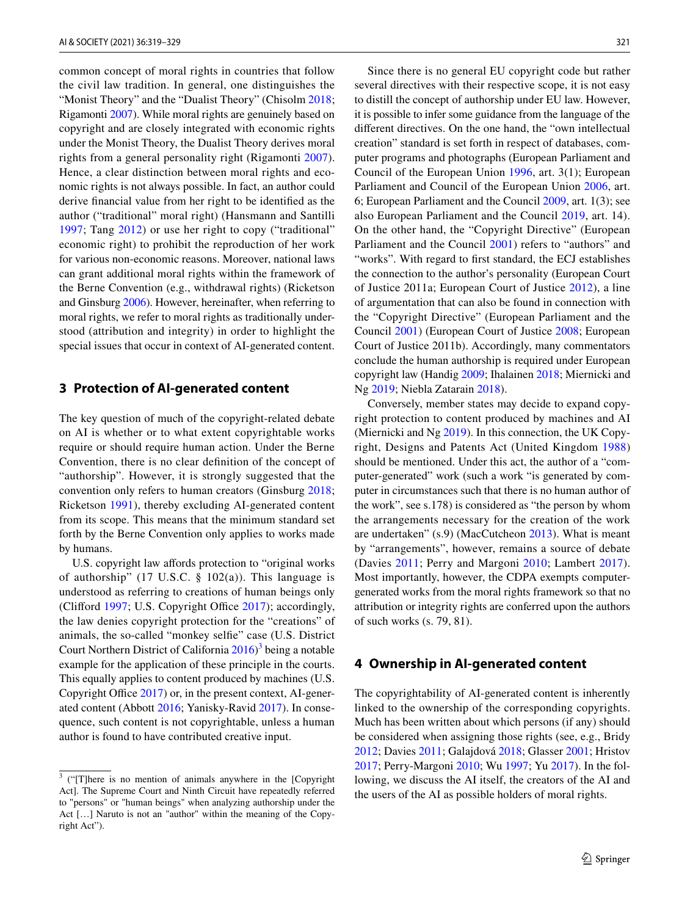common concept of moral rights in countries that follow the civil law tradition. In general, one distinguishes the "Monist Theory" and the "Dualist Theory" (Chisolm 2018; Rigamonti 2007). While moral rights are genuinely based on copyright and are closely integrated with economic rights under the Monist Theory, the Dualist Theory derives moral rights from a general personality right (Rigamonti 2007). Hence, a clear distinction between moral rights and economic rights is not always possible. In fact, an author could derive financial value from her right to be identified as the author ("traditional" moral right) (Hansmann and Santilli 1997; Tang 2012) or use her right to copy ("traditional" economic right) to prohibit the reproduction of her work for various non-economic reasons. Moreover, national laws can grant additional moral rights within the framework of the Berne Convention (e.g., withdrawal rights) (Ricketson and Ginsburg 2006). However, hereinafter, when referring to moral rights, we refer to moral rights as traditionally understood (attribution and integrity) in order to highlight the special issues that occur in context of AI-generated content.

## 3 Protection of AI-generated content

The key question of much of the copyright-related debate on AI is whether or to what extent copyrightable works require or should require human action. Under the Berne Convention, there is no clear definition of the concept of "authorship". However, it is strongly suggested that the convention only refers to human creators (Ginsburg 2018; Ricketson 1991), thereby excluding AI-generated content from its scope. This means that the minimum standard set forth by the Berne Convention only applies to works made by humans.

U.S. copyright law affords protection to "original works of authorship" (17 U.S.C. § 102(a)). This language is understood as referring to creations of human beings only (Clifford 1997; U.S. Copyright Office 2017); accordingly, the law denies copyright protection for the "creations" of animals, the so-called "monkey selfie" case (U.S. District Court Northern District of California 2016)[3] being a notable example for the application of these principle in the courts. This equally applies to content produced by machines (U.S. Copyright Office 2017) or, in the present context, AI-generated content (Abbott 2016; Yanisky-Ravid 2017). In consequence, such content is not copyrightable, unless a human author is found to have contributed creative input.

Since there is no general EU copyright code but rather several directives with their respective scope, it is not easy to distill the concept of authorship under EU law. However, it is possible to infer some guidance from the language of the different directives. On the one hand, the "own intellectual creation" standard is set forth in respect of databases, computer programs and photographs (European Parliament and Council of the European Union 1996, art. 3(1); European Parliament and Council of the European Union 2006, art. 6; European Parliament and the Council 2009, art. 1(3); see also European Parliament and the Council 2019, art. 14). On the other hand, the "Copyright Directive" (European Parliament and the Council 2001) refers to "authors" and "works". With regard to first standard, the ECJ establishes the connection to the author's personality (European Court of Justice 2011a; European Court of Justice 2012), a line of argumentation that can also be found in connection with the "Copyright Directive" (European Parliament and the Council 2001) (European Court of Justice 2008; European Court of Justice 2011b). Accordingly, many commentators conclude the human authorship is required under European copyright law (Handig 2009; Ihalainen 2018; Miernicki and Ng 2019; Niebla Zatarain 2018).

Conversely, member states may decide to expand copyright protection to content produced by machines and AI (Miernicki and Ng 2019). In this connection, the UK Copyright, Designs and Patents Act (United Kingdom 1988) should be mentioned. Under this act, the author of a "computer-generated" work (such a work "is generated by computer in circumstances such that there is no human author of the work", see s.178) is considered as "the person by whom the arrangements necessary for the creation of the work are undertaken" (s.9) (MacCutcheon 2013). What is meant by "arrangements", however, remains a source of debate (Davies 2011; Perry and Margoni 2010; Lambert 2017). Most importantly, however, the CDPA exempts computer-generated works from the moral rights framework so that no attribution or integrity rights are conferred upon the authors of such works (s. 79, 81).

## 4 Ownership in AI-generated content

The copyrightability of AI-generated content is inherently linked to the ownership of the corresponding copyrights. Much has been written about which persons (if any) should be considered when assigning those rights (see, e.g., Bridy 2012; Davies 2011; Galajdová 2018; Glasser 2001; Hristov 2017; Perry-Margoni 2010; Wu 1997; Yu 2017). In the following, we discuss the AI itself, the creators of the AI and the users of the AI as possible holders of moral rights.

[3] ("[T]here is no mention of animals anywhere in the [Copyright Act]. The Supreme Court and Ninth Circuit have repeatedly referred to "persons" or "human beings" when analyzing authorship under the Act […] Naruto is not an "author" within the meaning of the Copyright Act").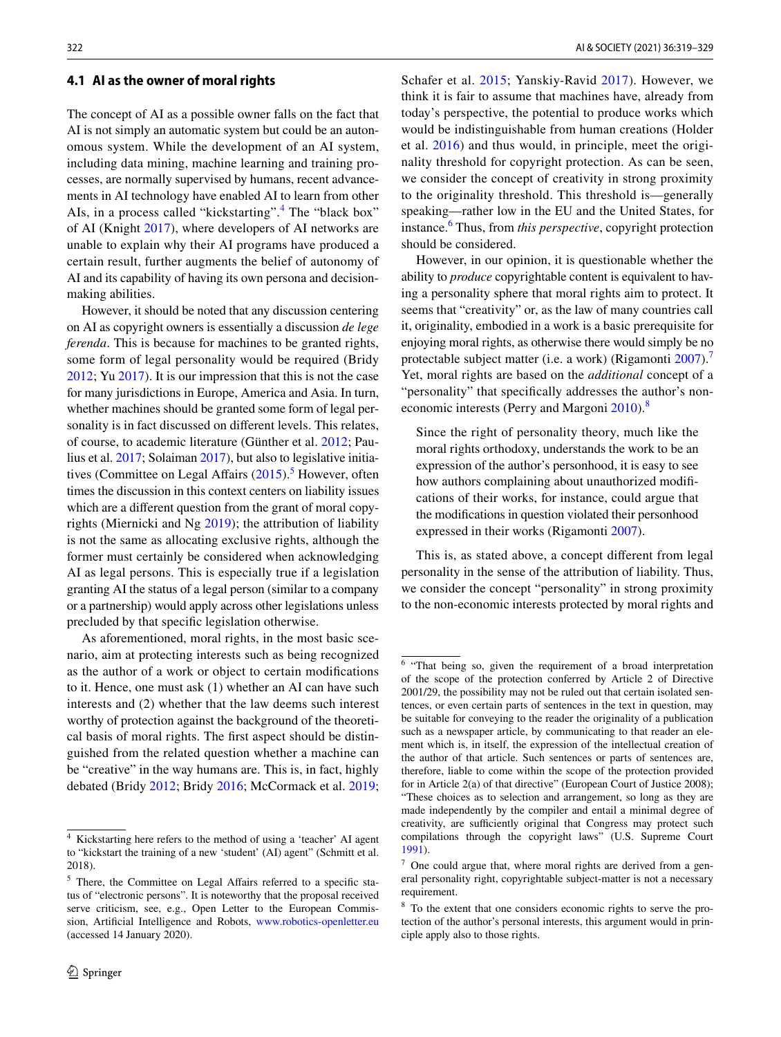### 4.1 AI as the owner of moral rights

The concept of AI as a possible owner falls on the fact that AI is not simply an automatic system but could be an autonomous system. While the development of an AI system, including data mining, machine learning and training processes, are normally supervised by humans, recent advancements in AI technology have enabled AI to learn from other AIs, in a process called "kickstarting".[4] The "black box" of AI (Knight 2017), where developers of AI networks are unable to explain why their AI programs have produced a certain result, further augments the belief of autonomy of AI and its capability of having its own persona and decision-making abilities.

However, it should be noted that any discussion centering on AI as copyright owners is essentially a discussion *de lege ferenda*. This is because for machines to be granted rights, some form of legal personality would be required (Bridy 2012; Yu 2017). It is our impression that this is not the case for many jurisdictions in Europe, America and Asia. In turn, whether machines should be granted some form of legal personality is in fact discussed on different levels. This relates, of course, to academic literature (Günther et al. 2012; Paulius et al. 2017; Solaiman 2017), but also to legislative initiatives (Committee on Legal Affairs (2015).[5] However, often times the discussion in this context centers on liability issues which are a different question from the grant of moral copyrights (Miernicki and Ng 2019); the attribution of liability is not the same as allocating exclusive rights, although the former must certainly be considered when acknowledging AI as legal persons. This is especially true if a legislation granting AI the status of a legal person (similar to a company or a partnership) would apply across other legislations unless precluded by that specific legislation otherwise.

As aforementioned, moral rights, in the most basic scenario, aim at protecting interests such as being recognized as the author of a work or object to certain modifications to it. Hence, one must ask (1) whether an AI can have such interests and (2) whether that the law deems such interest worthy of protection against the background of the theoretical basis of moral rights. The first aspect should be distinguished from the related question whether a machine can be "creative" in the way humans are. This is, in fact, highly debated (Bridy 2012; Bridy 2016; McCormack et al. 2019; Schafer et al. 2015; Yanskiy-Ravid 2017). However, we think it is fair to assume that machines have, already from today's perspective, the potential to produce works which would be indistinguishable from human creations (Holder et al. 2016) and thus would, in principle, meet the originality threshold for copyright protection. As can be seen, we consider the concept of creativity in strong proximity to the originality threshold. This threshold is—generally speaking—rather low in the EU and the United States, for instance.[6] Thus, from *this perspective*, copyright protection should be considered.

However, in our opinion, it is questionable whether the ability to *produce* copyrightable content is equivalent to having a personality sphere that moral rights aim to protect. It seems that "creativity" or, as the law of many countries call it, originality, embodied in a work is a basic prerequisite for enjoying moral rights, as otherwise there would simply be no protectable subject matter (i.e. a work) (Rigamonti 2007).[7] Yet, moral rights are based on the *additional* concept of a "personality" that specifically addresses the author's non-economic interests (Perry and Margoni 2010).[8]

> Since the right of personality theory, much like the moral rights orthodoxy, understands the work to be an expression of the author's personhood, it is easy to see how authors complaining about unauthorized modifications of their works, for instance, could argue that the modifications in question violated their personhood expressed in their works (Rigamonti 2007).

This is, as stated above, a concept different from legal personality in the sense of the attribution of liability. Thus, we consider the concept "personality" in strong proximity to the non-economic interests protected by moral rights and

---

[4] Kickstarting here refers to the method of using a 'teacher' AI agent to "kickstart the training of a new 'student' (AI) agent" (Schmitt et al. 2018).

[5] There, the Committee on Legal Affairs referred to a specific status of "electronic persons". It is noteworthy that the proposal received serve criticism, see, e.g., Open Letter to the European Commission, Artificial Intelligence and Robots, www.robotics-openletter.eu (accessed 14 January 2020).

[6] "That being so, given the requirement of a broad interpretation of the scope of the protection conferred by Article 2 of Directive 2001/29, the possibility may not be ruled out that certain isolated sentences, or even certain parts of sentences in the text in question, may be suitable for conveying to the reader the originality of a publication such as a newspaper article, by communicating to that reader an element which is, in itself, the expression of the intellectual creation of the author of that article. Such sentences or parts of sentences are, therefore, liable to come within the scope of the protection provided for in Article 2(a) of that directive" (European Court of Justice 2008); "These choices as to selection and arrangement, so long as they are made independently by the compiler and entail a minimal degree of creativity, are sufficiently original that Congress may protect such compilations through the copyright laws" (U.S. Supreme Court 1991).

[7] One could argue that, where moral rights are derived from a general personality right, copyrightable subject-matter is not a necessary requirement.

[8] To the extent that one considers economic rights to serve the protection of the author's personal interests, this argument would in principle apply also to those rights.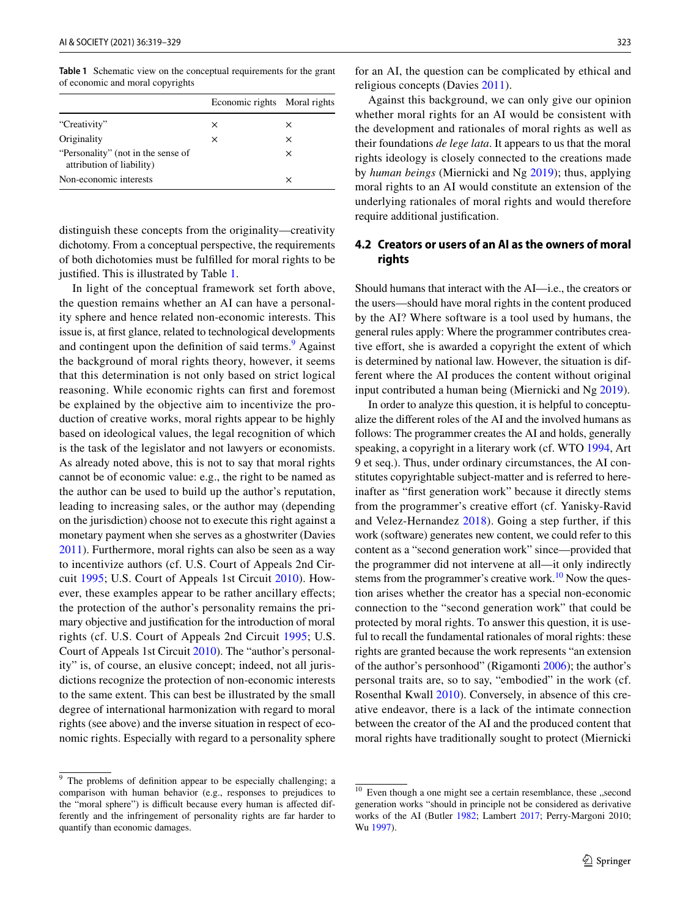**Table 1** Schematic view on the conceptual requirements for the grant of economic and moral copyrights

| | Economic rights | Moral rights |
|---|---|---|
| "Creativity" | × | × |
| Originality | × | × |
| "Personality" (not in the sense of attribution of liability) | | × |
| Non-economic interests | | × |

distinguish these concepts from the originality—creativity dichotomy. From a conceptual perspective, the requirements of both dichotomies must be fulfilled for moral rights to be justified. This is illustrated by Table 1.

In light of the conceptual framework set forth above, the question remains whether an AI can have a personality sphere and hence related non-economic interests. This issue is, at first glance, related to technological developments and contingent upon the definition of said terms.[9] Against the background of moral rights theory, however, it seems that this determination is not only based on strict logical reasoning. While economic rights can first and foremost be explained by the objective aim to incentivize the production of creative works, moral rights appear to be highly based on ideological values, the legal recognition of which is the task of the legislator and not lawyers or economists. As already noted above, this is not to say that moral rights cannot be of economic value: e.g., the right to be named as the author can be used to build up the author's reputation, leading to increasing sales, or the author may (depending on the jurisdiction) choose not to execute this right against a monetary payment when she serves as a ghostwriter (Davies 2011). Furthermore, moral rights can also be seen as a way to incentivize authors (cf. U.S. Court of Appeals 2nd Circuit 1995; U.S. Court of Appeals 1st Circuit 2010). However, these examples appear to be rather ancillary effects; the protection of the author's personality remains the primary objective and justification for the introduction of moral rights (cf. U.S. Court of Appeals 2nd Circuit 1995; U.S. Court of Appeals 1st Circuit 2010). The "author's personality" is, of course, an elusive concept; indeed, not all jurisdictions recognize the protection of non-economic interests to the same extent. This can best be illustrated by the small degree of international harmonization with regard to moral rights (see above) and the inverse situation in respect of economic rights. Especially with regard to a personality sphere for an AI, the question can be complicated by ethical and religious concepts (Davies 2011).

Against this background, we can only give our opinion whether moral rights for an AI would be consistent with the development and rationales of moral rights as well as their foundations *de lege lata*. It appears to us that the moral rights ideology is closely connected to the creations made by *human beings* (Miernicki and Ng 2019); thus, applying moral rights to an AI would constitute an extension of the underlying rationales of moral rights and would therefore require additional justification.

### 4.2 Creators or users of an AI as the owners of moral rights

Should humans that interact with the AI—i.e., the creators or the users—should have moral rights in the content produced by the AI? Where software is a tool used by humans, the general rules apply: Where the programmer contributes creative effort, she is awarded a copyright the extent of which is determined by national law. However, the situation is different where the AI produces the content without original input contributed a human being (Miernicki and Ng 2019).

In order to analyze this question, it is helpful to conceptualize the different roles of the AI and the involved humans as follows: The programmer creates the AI and holds, generally speaking, a copyright in a literary work (cf. WTO 1994, Art 9 et seq.). Thus, under ordinary circumstances, the AI constitutes copyrightable subject-matter and is referred to hereinafter as "first generation work" because it directly stems from the programmer's creative effort (cf. Yanisky-Ravid and Velez-Hernandez 2018). Going a step further, if this work (software) generates new content, we could refer to this content as a "second generation work" since—provided that the programmer did not intervene at all—it only indirectly stems from the programmer's creative work.[10] Now the question arises whether the creator has a special non-economic connection to the "second generation work" that could be protected by moral rights. To answer this question, it is useful to recall the fundamental rationales of moral rights: these rights are granted because the work represents "an extension of the author's personhood" (Rigamonti 2006); the author's personal traits are, so to say, "embodied" in the work (cf. Rosenthal Kwall 2010). Conversely, in absence of this creative endeavor, there is a lack of the intimate connection between the creator of the AI and the produced content that moral rights have traditionally sought to protect (Miernicki

---

[9] The problems of definition appear to be especially challenging; a comparison with human behavior (e.g., responses to prejudices to the "moral sphere") is difficult because every human is affected differently and the infringement of personality rights are far harder to quantify than economic damages.

[10] Even though a one might see a certain resemblance, these „second generation works "should in principle not be considered as derivative works of the AI (Butler 1982; Lambert 2017; Perry-Margoni 2010; Wu 1997).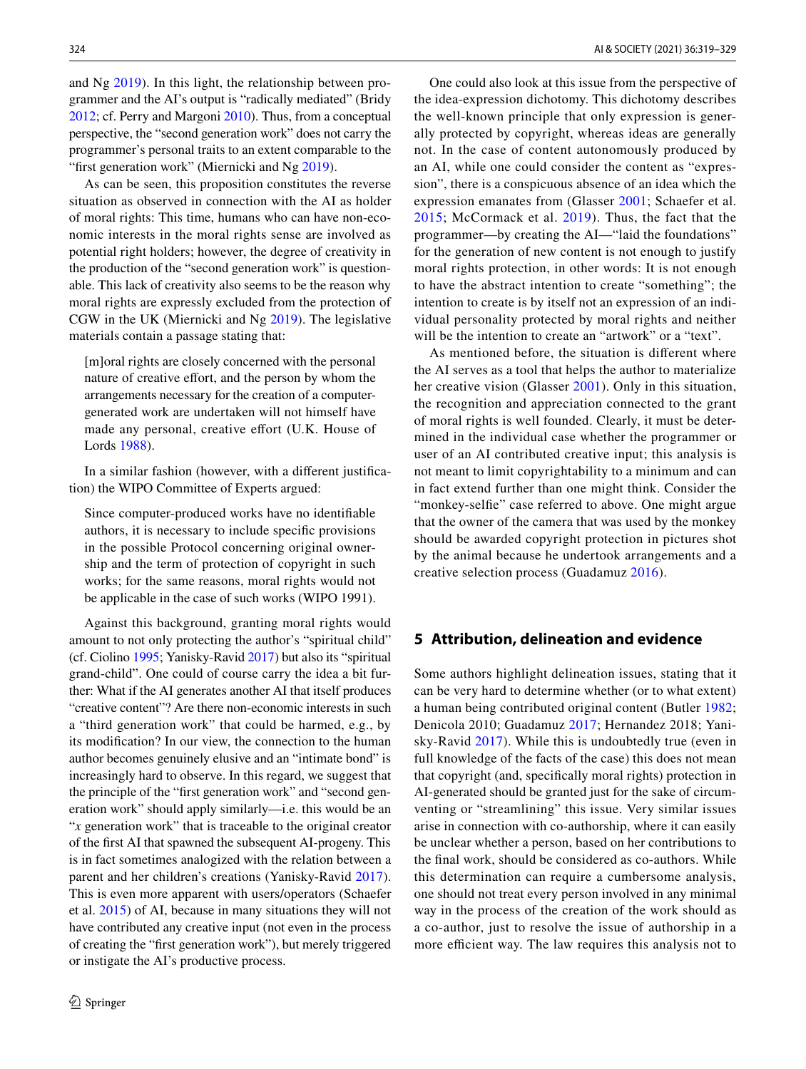and Ng 2019). In this light, the relationship between programmer and the AI's output is "radically mediated" (Bridy 2012; cf. Perry and Margoni 2010). Thus, from a conceptual perspective, the "second generation work" does not carry the programmer's personal traits to an extent comparable to the "first generation work" (Miernicki and Ng 2019).

As can be seen, this proposition constitutes the reverse situation as observed in connection with the AI as holder of moral rights: This time, humans who can have non-economic interests in the moral rights sense are involved as potential right holders; however, the degree of creativity in the production of the "second generation work" is questionable. This lack of creativity also seems to be the reason why moral rights are expressly excluded from the protection of CGW in the UK (Miernicki and Ng 2019). The legislative materials contain a passage stating that:

> [m]oral rights are closely concerned with the personal nature of creative effort, and the person by whom the arrangements necessary for the creation of a computer-generated work are undertaken will not himself have made any personal, creative effort (U.K. House of Lords 1988).

In a similar fashion (however, with a different justification) the WIPO Committee of Experts argued:

> Since computer-produced works have no identifiable authors, it is necessary to include specific provisions in the possible Protocol concerning original ownership and the term of protection of copyright in such works; for the same reasons, moral rights would not be applicable in the case of such works (WIPO 1991).

Against this background, granting moral rights would amount to not only protecting the author's "spiritual child" (cf. Ciolino 1995; Yanisky-Ravid 2017) but also its "spiritual grand-child". One could of course carry the idea a bit further: What if the AI generates another AI that itself produces "creative content"? Are there non-economic interests in such a "third generation work" that could be harmed, e.g., by its modification? In our view, the connection to the human author becomes genuinely elusive and an "intimate bond" is increasingly hard to observe. In this regard, we suggest that the principle of the "first generation work" and "second generation work" should apply similarly—i.e. this would be an "*x* generation work" that is traceable to the original creator of the first AI that spawned the subsequent AI-progeny. This is in fact sometimes analogized with the relation between a parent and her children's creations (Yanisky-Ravid 2017). This is even more apparent with users/operators (Schaefer et al. 2015) of AI, because in many situations they will not have contributed any creative input (not even in the process of creating the "first generation work"), but merely triggered or instigate the AI's productive process.

One could also look at this issue from the perspective of the idea-expression dichotomy. This dichotomy describes the well-known principle that only expression is generally protected by copyright, whereas ideas are generally not. In the case of content autonomously produced by an AI, while one could consider the content as "expression", there is a conspicuous absence of an idea which the expression emanates from (Glasser 2001; Schaefer et al. 2015; McCormack et al. 2019). Thus, the fact that the programmer—by creating the AI—"laid the foundations" for the generation of new content is not enough to justify moral rights protection, in other words: It is not enough to have the abstract intention to create "something"; the intention to create is by itself not an expression of an individual personality protected by moral rights and neither will be the intention to create an "artwork" or a "text".

As mentioned before, the situation is different where the AI serves as a tool that helps the author to materialize her creative vision (Glasser 2001). Only in this situation, the recognition and appreciation connected to the grant of moral rights is well founded. Clearly, it must be determined in the individual case whether the programmer or user of an AI contributed creative input; this analysis is not meant to limit copyrightability to a minimum and can in fact extend further than one might think. Consider the "monkey-selfie" case referred to above. One might argue that the owner of the camera that was used by the monkey should be awarded copyright protection in pictures shot by the animal because he undertook arrangements and a creative selection process (Guadamuz 2016).

## 5 Attribution, delineation and evidence

Some authors highlight delineation issues, stating that it can be very hard to determine whether (or to what extent) a human being contributed original content (Butler 1982; Denicola 2010; Guadamuz 2017; Hernandez 2018; Yanisky-Ravid 2017). While this is undoubtedly true (even in full knowledge of the facts of the case) this does not mean that copyright (and, specifically moral rights) protection in AI-generated should be granted just for the sake of circumventing or "streamlining" this issue. Very similar issues arise in connection with co-authorship, where it can easily be unclear whether a person, based on her contributions to the final work, should be considered as co-authors. While this determination can require a cumbersome analysis, one should not treat every person involved in any minimal way in the process of the creation of the work should as a co-author, just to resolve the issue of authorship in a more efficient way. The law requires this analysis not to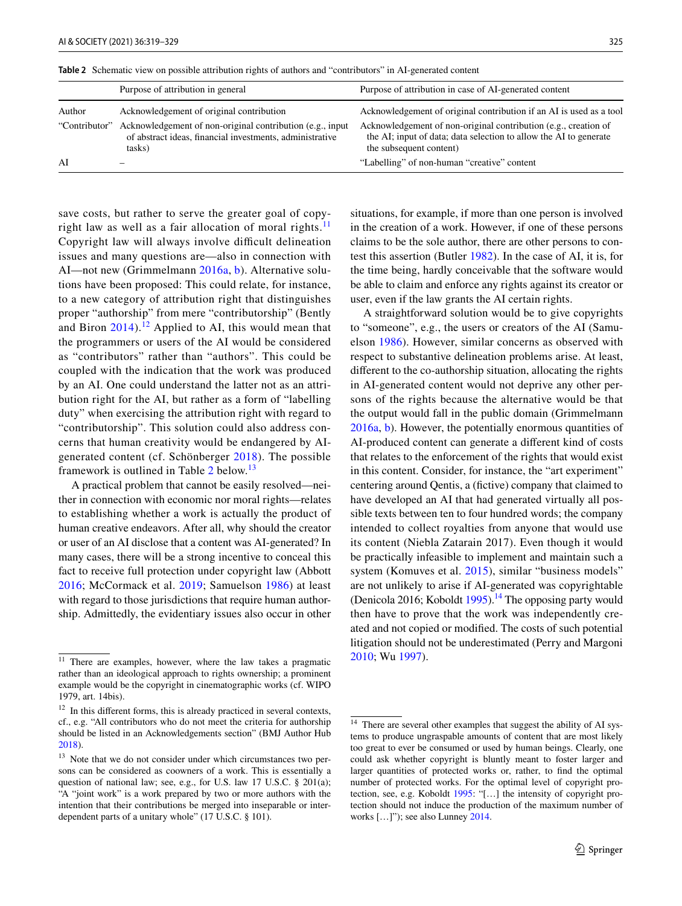Table 2 Schematic view on possible attribution rights of authors and "contributors" in AI-generated content

| | Purpose of attribution in general | Purpose of attribution in case of AI-generated content |
|---|---|---|
| Author | Acknowledgement of original contribution | Acknowledgement of original contribution if an AI is used as a tool |
| "Contributor" | Acknowledgement of non-original contribution (e.g., input of abstract ideas, financial investments, administrative tasks) | Acknowledgement of non-original contribution (e.g., creation of the AI; input of data; data selection to allow the AI to generate the subsequent content) |
| AI | – | "Labelling" of non-human "creative" content |

save costs, but rather to serve the greater goal of copyright law as well as a fair allocation of moral rights.[11] Copyright law will always involve difficult delineation issues and many questions are—also in connection with AI—not new (Grimmelmann 2016a, b). Alternative solutions have been proposed: This could relate, for instance, to a new category of attribution right that distinguishes proper "authorship" from mere "contributorship" (Bently and Biron 2014).[12] Applied to AI, this would mean that the programmers or users of the AI would be considered as "contributors" rather than "authors". This could be coupled with the indication that the work was produced by an AI. One could understand the latter not as an attribution right for the AI, but rather as a form of "labelling duty" when exercising the attribution right with regard to "contributorship". This solution could also address concerns that human creativity would be endangered by AI-generated content (cf. Schönberger 2018). The possible framework is outlined in Table 2 below.[13]

A practical problem that cannot be easily resolved—neither in connection with economic nor moral rights—relates to establishing whether a work is actually the product of human creative endeavors. After all, why should the creator or user of an AI disclose that a content was AI-generated? In many cases, there will be a strong incentive to conceal this fact to receive full protection under copyright law (Abbott 2016; McCormack et al. 2019; Samuelson 1986) at least with regard to those jurisdictions that require human authorship. Admittedly, the evidentiary issues also occur in other situations, for example, if more than one person is involved in the creation of a work. However, if one of these persons claims to be the sole author, there are other persons to contest this assertion (Butler 1982). In the case of AI, it is, for the time being, hardly conceivable that the software would be able to claim and enforce any rights against its creator or user, even if the law grants the AI certain rights.

A straightforward solution would be to give copyrights to "someone", e.g., the users or creators of the AI (Samuelson 1986). However, similar concerns as observed with respect to substantive delineation problems arise. At least, different to the co-authorship situation, allocating the rights in AI-generated content would not deprive any other persons of the rights because the alternative would be that the output would fall in the public domain (Grimmelmann 2016a, b). However, the potentially enormous quantities of AI-produced content can generate a different kind of costs that relates to the enforcement of the rights that would exist in this content. Consider, for instance, the "art experiment" centering around Qentis, a (fictive) company that claimed to have developed an AI that had generated virtually all possible texts between ten to four hundred words; the company intended to collect royalties from anyone that would use its content (Niebla Zatarain 2017). Even though it would be practically infeasible to implement and maintain such a system (Komuves et al. 2015), similar "business models" are not unlikely to arise if AI-generated was copyrightable (Denicola 2016; Koboldt 1995).[14] The opposing party would then have to prove that the work was independently created and not copied or modified. The costs of such potential litigation should not be underestimated (Perry and Margoni 2010; Wu 1997).

---

[11] There are examples, however, where the law takes a pragmatic rather than an ideological approach to rights ownership; a prominent example would be the copyright in cinematographic works (cf. WIPO 1979, art. 14bis).

[12] In this different forms, this is already practiced in several contexts, cf., e.g. "All contributors who do not meet the criteria for authorship should be listed in an Acknowledgements section" (BMJ Author Hub 2018).

[13] Note that we do not consider under which circumstances two persons can be considered as coowners of a work. This is essentially a question of national law; see, e.g., for U.S. law 17 U.S.C. § 201(a); "A "joint work" is a work prepared by two or more authors with the intention that their contributions be merged into inseparable or interdependent parts of a unitary whole" (17 U.S.C. § 101).

[14] There are several other examples that suggest the ability of AI systems to produce ungraspable amounts of content that are most likely too great to ever be consumed or used by human beings. Clearly, one could ask whether copyright is bluntly meant to foster larger and larger quantities of protected works or, rather, to find the optimal number of protected works. For the optimal level of copyright protection, see, e.g. Koboldt 1995: "[…] the intensity of copyright protection should not induce the production of the maximum number of works […]"); see also Lunney 2014.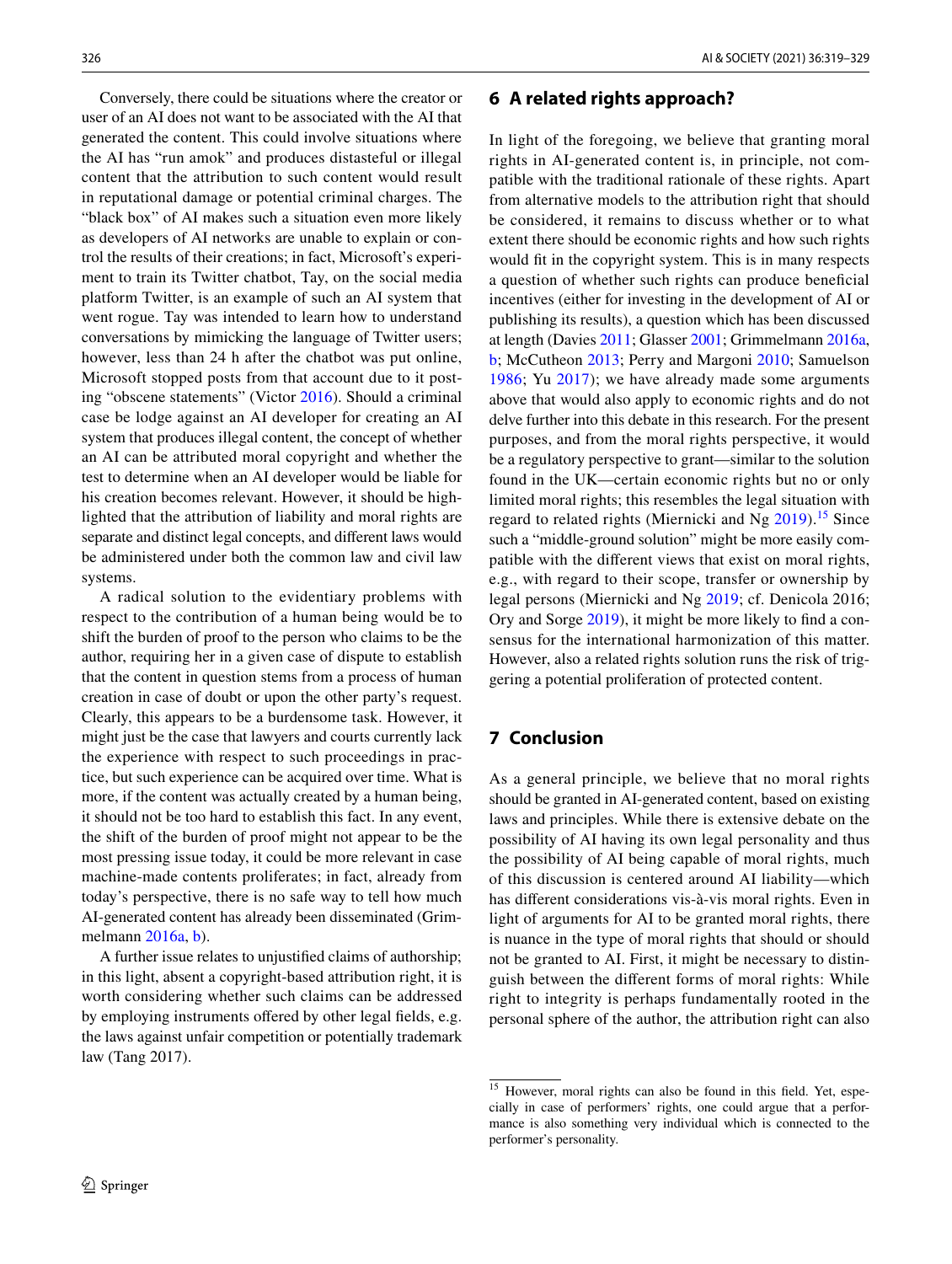Conversely, there could be situations where the creator or user of an AI does not want to be associated with the AI that generated the content. This could involve situations where the AI has "run amok" and produces distasteful or illegal content that the attribution to such content would result in reputational damage or potential criminal charges. The "black box" of AI makes such a situation even more likely as developers of AI networks are unable to explain or control the results of their creations; in fact, Microsoft's experiment to train its Twitter chatbot, Tay, on the social media platform Twitter, is an example of such an AI system that went rogue. Tay was intended to learn how to understand conversations by mimicking the language of Twitter users; however, less than 24 h after the chatbot was put online, Microsoft stopped posts from that account due to it posting "obscene statements" (Victor 2016). Should a criminal case be lodge against an AI developer for creating an AI system that produces illegal content, the concept of whether an AI can be attributed moral copyright and whether the test to determine when an AI developer would be liable for his creation becomes relevant. However, it should be highlighted that the attribution of liability and moral rights are separate and distinct legal concepts, and different laws would be administered under both the common law and civil law systems.

A radical solution to the evidentiary problems with respect to the contribution of a human being would be to shift the burden of proof to the person who claims to be the author, requiring her in a given case of dispute to establish that the content in question stems from a process of human creation in case of doubt or upon the other party's request. Clearly, this appears to be a burdensome task. However, it might just be the case that lawyers and courts currently lack the experience with respect to such proceedings in practice, but such experience can be acquired over time. What is more, if the content was actually created by a human being, it should not be too hard to establish this fact. In any event, the shift of the burden of proof might not appear to be the most pressing issue today, it could be more relevant in case machine-made contents proliferates; in fact, already from today's perspective, there is no safe way to tell how much AI-generated content has already been disseminated (Grimmelmann 2016a, b).

A further issue relates to unjustified claims of authorship; in this light, absent a copyright-based attribution right, it is worth considering whether such claims can be addressed by employing instruments offered by other legal fields, e.g. the laws against unfair competition or potentially trademark law (Tang 2017).

## 6 A related rights approach?

In light of the foregoing, we believe that granting moral rights in AI-generated content is, in principle, not compatible with the traditional rationale of these rights. Apart from alternative models to the attribution right that should be considered, it remains to discuss whether or to what extent there should be economic rights and how such rights would fit in the copyright system. This is in many respects a question of whether such rights can produce beneficial incentives (either for investing in the development of AI or publishing its results), a question which has been discussed at length (Davies 2011; Glasser 2001; Grimmelmann 2016a, b; McCutheon 2013; Perry and Margoni 2010; Samuelson 1986; Yu 2017); we have already made some arguments above that would also apply to economic rights and do not delve further into this debate in this research. For the present purposes, and from the moral rights perspective, it would be a regulatory perspective to grant—similar to the solution found in the UK—certain economic rights but no or only limited moral rights; this resembles the legal situation with regard to related rights (Miernicki and Ng 2019).[15] Since such a "middle-ground solution" might be more easily compatible with the different views that exist on moral rights, e.g., with regard to their scope, transfer or ownership by legal persons (Miernicki and Ng 2019; cf. Denicola 2016; Ory and Sorge 2019), it might be more likely to find a consensus for the international harmonization of this matter. However, also a related rights solution runs the risk of triggering a potential proliferation of protected content.

## 7 Conclusion

As a general principle, we believe that no moral rights should be granted in AI-generated content, based on existing laws and principles. While there is extensive debate on the possibility of AI having its own legal personality and thus the possibility of AI being capable of moral rights, much of this discussion is centered around AI liability—which has different considerations vis-à-vis moral rights. Even in light of arguments for AI to be granted moral rights, there is nuance in the type of moral rights that should or should not be granted to AI. First, it might be necessary to distinguish between the different forms of moral rights: While right to integrity is perhaps fundamentally rooted in the personal sphere of the author, the attribution right can also

[15] However, moral rights can also be found in this field. Yet, especially in case of performers' rights, one could argue that a performance is also something very individual which is connected to the performer's personality.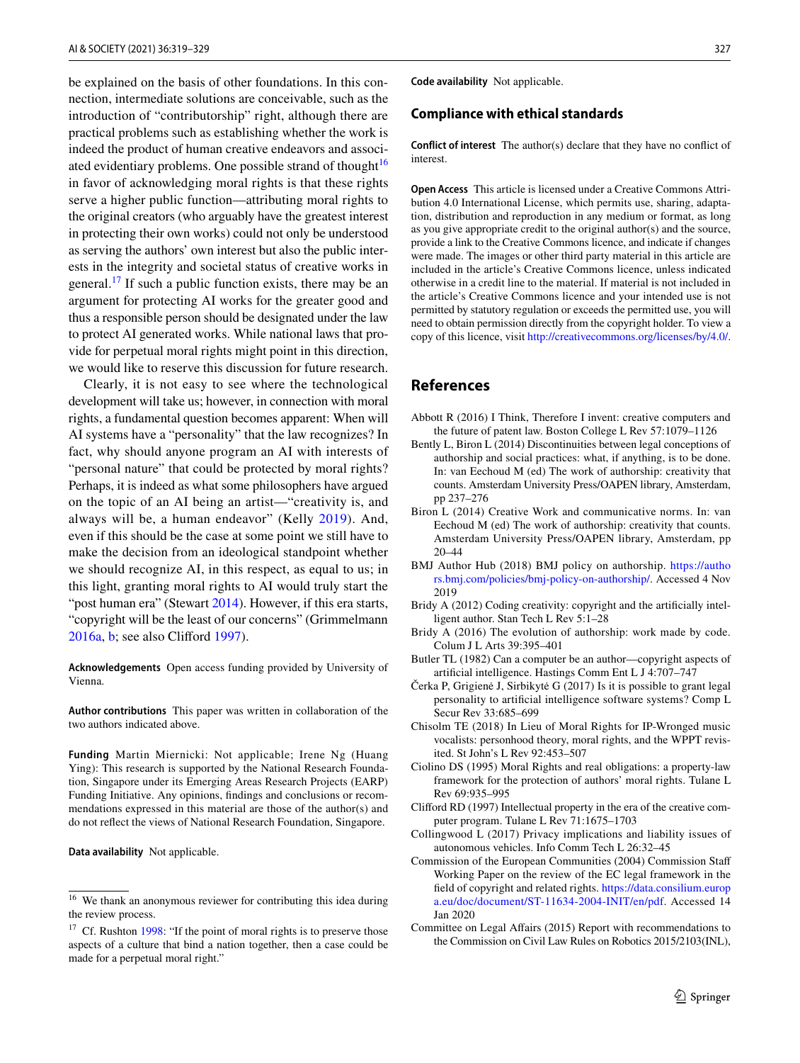be explained on the basis of other foundations. In this connection, intermediate solutions are conceivable, such as the introduction of "contributorship" right, although there are practical problems such as establishing whether the work is indeed the product of human creative endeavors and associated evidentiary problems. One possible strand of thought[16] in favor of acknowledging moral rights is that these rights serve a higher public function—attributing moral rights to the original creators (who arguably have the greatest interest in protecting their own works) could not only be understood as serving the authors' own interest but also the public interests in the integrity and societal status of creative works in general.[17] If such a public function exists, there may be an argument for protecting AI works for the greater good and thus a responsible person should be designated under the law to protect AI generated works. While national laws that provide for perpetual moral rights might point in this direction, we would like to reserve this discussion for future research.

Clearly, it is not easy to see where the technological development will take us; however, in connection with moral rights, a fundamental question becomes apparent: When will AI systems have a "personality" that the law recognizes? In fact, why should anyone program an AI with interests of "personal nature" that could be protected by moral rights? Perhaps, it is indeed as what some philosophers have argued on the topic of an AI being an artist—"creativity is, and always will be, a human endeavor" (Kelly 2019). And, even if this should be the case at some point we still have to make the decision from an ideological standpoint whether we should recognize AI, in this respect, as equal to us; in this light, granting moral rights to AI would truly start the "post human era" (Stewart 2014). However, if this era starts, "copyright will be the least of our concerns" (Grimmelmann 2016a, b; see also Clifford 1997).

**Acknowledgements** Open access funding provided by University of Vienna.

**Author contributions** This paper was written in collaboration of the two authors indicated above.

**Funding** Martin Miernicki: Not applicable; Irene Ng (Huang Ying): This research is supported by the National Research Foundation, Singapore under its Emerging Areas Research Projects (EARP) Funding Initiative. Any opinions, findings and conclusions or recommendations expressed in this material are those of the author(s) and do not reflect the views of National Research Foundation, Singapore.

**Data availability** Not applicable.

[16] We thank an anonymous reviewer for contributing this idea during the review process.

[17] Cf. Rushton 1998: "If the point of moral rights is to preserve those aspects of a culture that bind a nation together, then a case could be made for a perpetual moral right."

**Code availability** Not applicable.

## Compliance with ethical standards

**Conflict of interest** The author(s) declare that they have no conflict of interest.

**Open Access** This article is licensed under a Creative Commons Attribution 4.0 International License, which permits use, sharing, adaptation, distribution and reproduction in any medium or format, as long as you give appropriate credit to the original author(s) and the source, provide a link to the Creative Commons licence, and indicate if changes were made. The images or other third party material in this article are included in the article's Creative Commons licence, unless indicated otherwise in a credit line to the material. If material is not included in the article's Creative Commons licence and your intended use is not permitted by statutory regulation or exceeds the permitted use, you will need to obtain permission directly from the copyright holder. To view a copy of this licence, visit http://creativecommons.org/licenses/by/4.0/.

## References

Abbott R (2016) I Think, Therefore I invent: creative computers and the future of patent law. Boston College L Rev 57:1079–1126

Bently L, Biron L (2014) Discontinuities between legal conceptions of authorship and social practices: what, if anything, is to be done. In: van Eechoud M (ed) The work of authorship: creativity that counts. Amsterdam University Press/OAPEN library, Amsterdam, pp 237–276

Biron L (2014) Creative Work and communicative norms. In: van Eechoud M (ed) The work of authorship: creativity that counts. Amsterdam University Press/OAPEN library, Amsterdam, pp 20–44

BMJ Author Hub (2018) BMJ policy on authorship. https://authors.bmj.com/policies/bmj-policy-on-authorship/. Accessed 4 Nov 2019

Bridy A (2012) Coding creativity: copyright and the artificially intelligent author. Stan Tech L Rev 5:1–28

Bridy A (2016) The evolution of authorship: work made by code. Colum J L Arts 39:395–401

Butler TL (1982) Can a computer be an author—copyright aspects of artificial intelligence. Hastings Comm Ent L J 4:707–747

Čerka P, Grigienė J, Sirbikytė G (2017) Is it is possible to grant legal personality to artificial intelligence software systems? Comp L Secur Rev 33:685–699

Chisolm TE (2018) In Lieu of Moral Rights for IP-Wronged music vocalists: personhood theory, moral rights, and the WPPT revisited. St John's L Rev 92:453–507

Ciolino DS (1995) Moral Rights and real obligations: a property-law framework for the protection of authors' moral rights. Tulane L Rev 69:935–995

Clifford RD (1997) Intellectual property in the era of the creative computer program. Tulane L Rev 71:1675–1703

Collingwood L (2017) Privacy implications and liability issues of autonomous vehicles. Info Comm Tech L 26:32–45

Commission of the European Communities (2004) Commission Staff Working Paper on the review of the EC legal framework in the field of copyright and related rights. https://data.consilium.europa.eu/doc/document/ST-11634-2004-INIT/en/pdf. Accessed 14 Jan 2020

Committee on Legal Affairs (2015) Report with recommendations to the Commission on Civil Law Rules on Robotics 2015/2103(INL),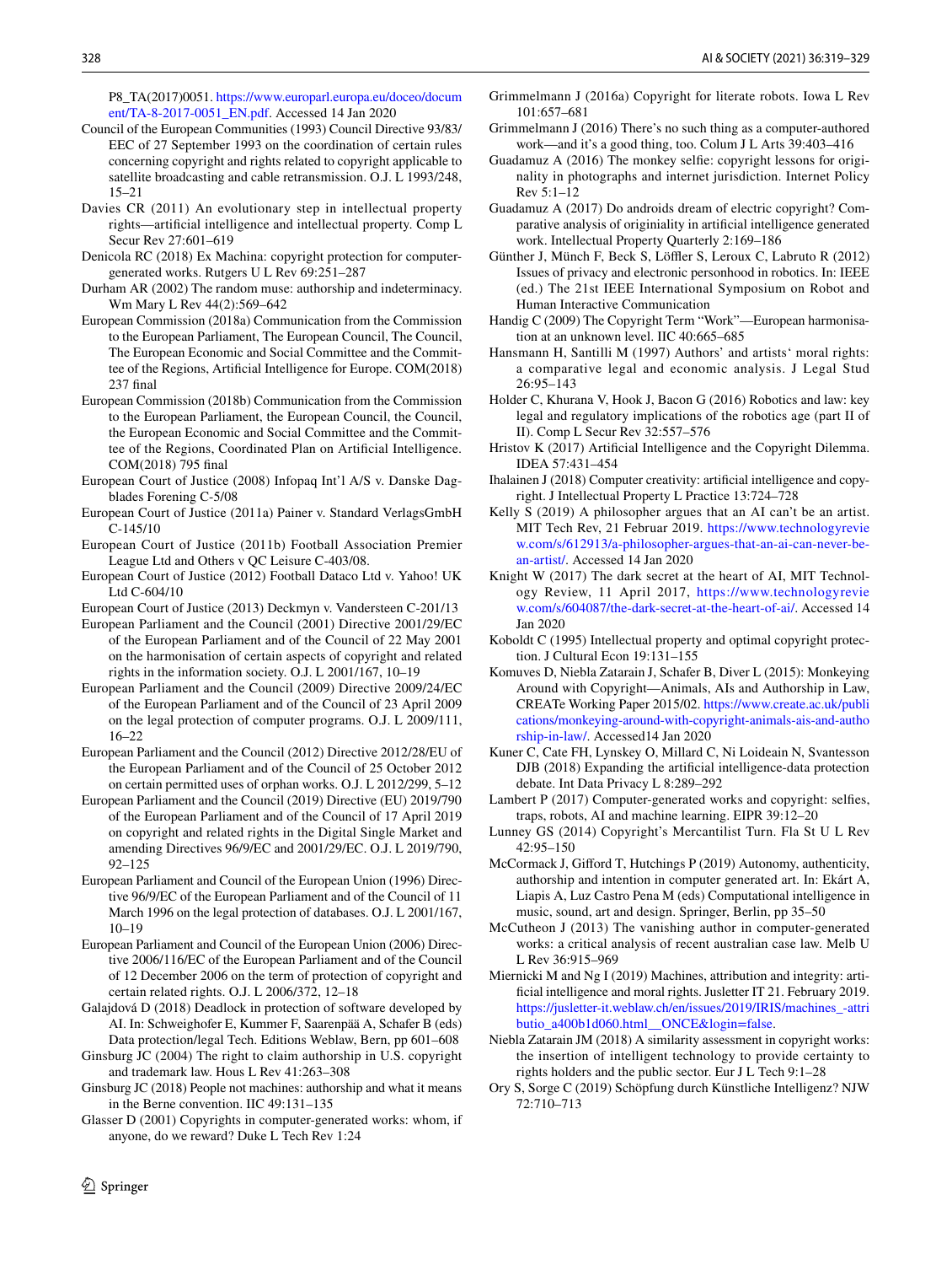P8_TA(2017)0051. https://www.europarl.europa.eu/doceo/document/TA-8-2017-0051_EN.pdf. Accessed 14 Jan 2020

Council of the European Communities (1993) Council Directive 93/83/EEC of 27 September 1993 on the coordination of certain rules concerning copyright and rights related to copyright applicable to satellite broadcasting and cable retransmission. O.J. L 1993/248, 15–21

Davies CR (2011) An evolutionary step in intellectual property rights—artificial intelligence and intellectual property. Comp L Secur Rev 27:601–619

Denicola RC (2018) Ex Machina: copyright protection for computer-generated works. Rutgers U L Rev 69:251–287

Durham AR (2002) The random muse: authorship and indeterminacy. Wm Mary L Rev 44(2):569–642

European Commission (2018a) Communication from the Commission to the European Parliament, The European Council, The Council, The European Economic and Social Committee and the Committee of the Regions, Artificial Intelligence for Europe. COM(2018) 237 final

European Commission (2018b) Communication from the Commission to the European Parliament, the European Council, the Council, the European Economic and Social Committee and the Committee of the Regions, Coordinated Plan on Artificial Intelligence. COM(2018) 795 final

European Court of Justice (2008) Infopaq Int'l A/S v. Danske Dagblades Forening C-5/08

European Court of Justice (2011a) Painer v. Standard VerlagsGmbH C-145/10

European Court of Justice (2011b) Football Association Premier League Ltd and Others v QC Leisure C-403/08.

European Court of Justice (2012) Football Dataco Ltd v. Yahoo! UK Ltd C-604/10

European Court of Justice (2013) Deckmyn v. Vandersteen C-201/13

European Parliament and the Council (2001) Directive 2001/29/EC of the European Parliament and of the Council of 22 May 2001 on the harmonisation of certain aspects of copyright and related rights in the information society. O.J. L 2001/167, 10–19

European Parliament and the Council (2009) Directive 2009/24/EC of the European Parliament and of the Council of 23 April 2009 on the legal protection of computer programs. O.J. L 2009/111, 16–22

European Parliament and the Council (2012) Directive 2012/28/EU of the European Parliament and of the Council of 25 October 2012 on certain permitted uses of orphan works. O.J. L 2012/299, 5–12

European Parliament and the Council (2019) Directive (EU) 2019/790 of the European Parliament and of the Council of 17 April 2019 on copyright and related rights in the Digital Single Market and amending Directives 96/9/EC and 2001/29/EC. O.J. L 2019/790, 92–125

European Parliament and Council of the European Union (1996) Directive 96/9/EC of the European Parliament and of the Council of 11 March 1996 on the legal protection of databases. O.J. L 2001/167, 10–19

European Parliament and Council of the European Union (2006) Directive 2006/116/EC of the European Parliament and of the Council of 12 December 2006 on the term of protection of copyright and certain related rights. O.J. L 2006/372, 12–18

Galajdová D (2018) Deadlock in protection of software developed by AI. In: Schweighofer E, Kummer F, Saarenpää A, Schafer B (eds) Data protection/legal Tech. Editions Weblaw, Bern, pp 601–608

Ginsburg JC (2004) The right to claim authorship in U.S. copyright and trademark law. Hous L Rev 41:263–308

Ginsburg JC (2018) People not machines: authorship and what it means in the Berne convention. IIC 49:131–135

Glasser D (2001) Copyrights in computer-generated works: whom, if anyone, do we reward? Duke L Tech Rev 1:24

Grimmelmann J (2016a) Copyright for literate robots. Iowa L Rev 101:657–681

Grimmelmann J (2016) There's no such thing as a computer-authored work—and it's a good thing, too. Colum J L Arts 39:403–416

Guadamuz A (2016) The monkey selfie: copyright lessons for originality in photographs and internet jurisdiction. Internet Policy Rev 5:1–12

Guadamuz A (2017) Do androids dream of electric copyright? Comparative analysis of originiality in artificial intelligence generated work. Intellectual Property Quarterly 2:169–186

Günther J, Münch F, Beck S, Löffler S, Leroux C, Labruto R (2012) Issues of privacy and electronic personhood in robotics. In: IEEE (ed.) The 21st IEEE International Symposium on Robot and Human Interactive Communication

Handig C (2009) The Copyright Term "Work"—European harmonisation at an unknown level. IIC 40:665–685

Hansmann H, Santilli M (1997) Authors' and artists' moral rights: a comparative legal and economic analysis. J Legal Stud 26:95–143

Holder C, Khurana V, Hook J, Bacon G (2016) Robotics and law: key legal and regulatory implications of the robotics age (part II of II). Comp L Secur Rev 32:557–576

Hristov K (2017) Artificial Intelligence and the Copyright Dilemma. IDEA 57:431–454

Ihalainen J (2018) Computer creativity: artificial intelligence and copyright. J Intellectual Property L Practice 13:724–728

Kelly S (2019) A philosopher argues that an AI can't be an artist. MIT Tech Rev, 21 Februar 2019. https://www.technologyreview.com/s/612913/a-philosopher-argues-that-an-ai-can-never-be-an-artist/. Accessed 14 Jan 2020

Knight W (2017) The dark secret at the heart of AI, MIT Technology Review, 11 April 2017, https://www.technologyreview.com/s/604087/the-dark-secret-at-the-heart-of-ai/. Accessed 14 Jan 2020

Koboldt C (1995) Intellectual property and optimal copyright protection. J Cultural Econ 19:131–155

Komuves D, Niebla Zatarain J, Schafer B, Diver L (2015): Monkeying Around with Copyright—Animals, AIs and Authorship in Law, CREATe Working Paper 2015/02. https://www.create.ac.uk/publications/monkeying-around-with-copyright-animals-ais-and-authorship-in-law/. Accessed14 Jan 2020

Kuner C, Cate FH, Lynskey O, Millard C, Ni Loideain N, Svantesson DJB (2018) Expanding the artificial intelligence-data protection debate. Int Data Privacy L 8:289–292

Lambert P (2017) Computer-generated works and copyright: selfies, traps, robots, AI and machine learning. EIPR 39:12–20

Lunney GS (2014) Copyright's Mercantilist Turn. Fla St U L Rev 42:95–150

McCormack J, Gifford T, Hutchings P (2019) Autonomy, authenticity, authorship and intention in computer generated art. In: Ekárt A, Liapis A, Luz Castro Pena M (eds) Computational intelligence in music, sound, art and design. Springer, Berlin, pp 35–50

McCutheon J (2013) The vanishing author in computer-generated works: a critical analysis of recent australian case law. Melb U L Rev 36:915–969

Miernicki M and Ng I (2019) Machines, attribution and integrity: artificial intelligence and moral rights. Jusletter IT 21. February 2019. https://jusletter-it.weblaw.ch/en/issues/2019/IRIS/machines_-attributio_a400b1d060.html__ONCE&login=false.

Niebla Zatarain JM (2018) A similarity assessment in copyright works: the insertion of intelligent technology to provide certainty to rights holders and the public sector. Eur J L Tech 9:1–28

Ory S, Sorge C (2019) Schöpfung durch Künstliche Intelligenz? NJW 72:710–713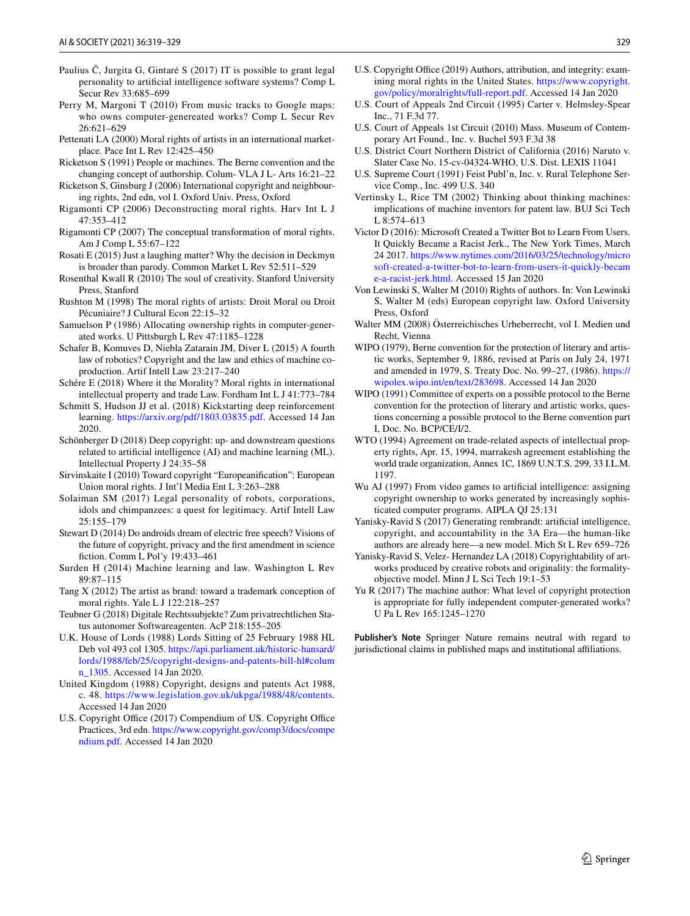Paulius Č, Jurgita G, Gintarė S (2017) IT is possible to grant legal personality to artificial intelligence software systems? Comp L Secur Rev 33:685–699

Perry M, Margoni T (2010) From music tracks to Google maps: who owns computer-genereated works? Comp L Secur Rev 26:621–629

Pettenati LA (2000) Moral rights of artists in an international marketplace. Pace Int L Rev 12:425–450

Ricketson S (1991) People or machines. The Berne convention and the changing concept of authorship. Colum- VLA J L- Arts 16:21–22

Ricketson S, Ginsburg J (2006) International copyright and neighbouring rights, 2nd edn, vol I. Oxford Univ. Press, Oxford

Rigamonti CP (2006) Deconstructing moral rights. Harv Int L J 47:353–412

Rigamonti CP (2007) The conceptual transformation of moral rights. Am J Comp L 55:67–122

Rosati E (2015) Just a laughing matter? Why the decision in Deckmyn is broader than parody. Common Market L Rev 52:511–529

Rosenthal Kwall R (2010) The soul of creativity. Stanford University Press, Stanford

Rushton M (1998) The moral rights of artists: Droit Moral ou Droit Pécuniaire? J Cultural Econ 22:15–32

Samuelson P (1986) Allocating ownership rights in computer-generated works. U Pittsburgh L Rev 47:1185–1228

Schafer B, Komuves D, Niebla Zatarain JM, Diver L (2015) A fourth law of robotics? Copyright and the law and ethics of machine co-production. Artif Intell Law 23:217–240

Schére E (2018) Where it the Morality? Moral rights in international intellectual property and trade Law. Fordham Int L J 41:773–784

Schmitt S, Hudson JJ et al. (2018) Kickstarting deep reinforcement learning. https://arxiv.org/pdf/1803.03835.pdf. Accessed 14 Jan 2020.

Schönberger D (2018) Deep copyright: up- and downstream questions related to artificial intelligence (AI) and machine learning (ML). Intellectual Property J 24:35–58

Sirvinskaite I (2010) Toward copyright "Europeanification": European Union moral rights. J Int'l Media Ent L 3:263–288

Solaiman SM (2017) Legal personality of robots, corporations, idols and chimpanzees: a quest for legitimacy. Artif Intell Law 25:155–179

Stewart D (2014) Do androids dream of electric free speech? Visions of the future of copyright, privacy and the first amendment in science fiction. Comm L Pol'y 19:433–461

Surden H (2014) Machine learning and law. Washington L Rev 89:87–115

Tang X (2012) The artist as brand: toward a trademark conception of moral rights. Yale L J 122:218–257

Teubner G (2018) Digitale Rechtssubjekte? Zum privatrechtlichen Status autonomer Softwareagenten. AcP 218:155–205

U.K. House of Lords (1988) Lords Sitting of 25 February 1988 HL Deb vol 493 col 1305. https://api.parliament.uk/historic-hansard/lords/1988/feb/25/copyright-designs-and-patents-bill-hl#column_1305. Accessed 14 Jan 2020.

United Kingdom (1988) Copyright, designs and patents Act 1988, c. 48. https://www.legislation.gov.uk/ukpga/1988/48/contents. Accessed 14 Jan 2020

U.S. Copyright Office (2017) Compendium of US. Copyright Office Practices, 3rd edn. https://www.copyright.gov/comp3/docs/compendium.pdf. Accessed 14 Jan 2020

U.S. Copyright Office (2019) Authors, attribution, and integrity: examining moral rights in the United States. https://www.copyright.gov/policy/moralrights/full-report.pdf. Accessed 14 Jan 2020

U.S. Court of Appeals 2nd Circuit (1995) Carter v. Helmsley-Spear Inc., 71 F.3d 77.

U.S. Court of Appeals 1st Circuit (2010) Mass. Museum of Contemporary Art Found., Inc. v. Buchel 593 F.3d 38

U.S. District Court Northern District of California (2016) Naruto v. Slater Case No. 15-cv-04324-WHO, U.S. Dist. LEXIS 11041

U.S. Supreme Court (1991) Feist Publ'n, Inc. v. Rural Telephone Service Comp., Inc. 499 U.S. 340

Vertinsky L, Rice TM (2002) Thinking about thinking machines: implications of machine inventors for patent law. BUJ Sci Tech L 8:574–613

Victor D (2016): Microsoft Created a Twitter Bot to Learn From Users. It Quickly Became a Racist Jerk., The New York Times, March 24 2017. https://www.nytimes.com/2016/03/25/technology/microsoft-created-a-twitter-bot-to-learn-from-users-it-quickly-became-a-racist-jerk.html. Accessed 15 Jan 2020

Von Lewinski S, Walter M (2010) Rights of authors. In: Von Lewinski S, Walter M (eds) European copyright law. Oxford University Press, Oxford

Walter MM (2008) Österreichisches Urheberrecht, vol I. Medien und Recht, Vienna

WIPO (1979), Berne convention for the protection of literary and artistic works, September 9, 1886, revised at Paris on July 24, 1971 and amended in 1979, S. Treaty Doc. No. 99–27, (1986). https://wipolex.wipo.int/en/text/283698. Accessed 14 Jan 2020

WIPO (1991) Committee of experts on a possible protocol to the Berne convention for the protection of literary and artistic works, questions concerning a possible protocol to the Berne convention part I, Doc. No. BCP/CE/I/2.

WTO (1994) Agreement on trade-related aspects of intellectual property rights, Apr. 15, 1994, marrakesh agreement establishing the world trade organization, Annex 1C, 1869 U.N.T.S. 299, 33 I.L.M. 1197.

Wu AJ (1997) From video games to artificial intelligence: assigning copyright ownership to works generated by increasingly sophisticated computer programs. AIPLA QJ 25:131

Yanisky-Ravid S (2017) Generating rembrandt: artificial intelligence, copyright, and accountability in the 3A Era—the human-like authors are already here—a new model. Mich St L Rev 659–726

Yanisky-Ravid S, Velez- Hernandez LA (2018) Copyrightability of artworks produced by creative robots and originality: the formality-objective model. Minn J L Sci Tech 19:1–53

Yu R (2017) The machine author: What level of copyright protection is appropriate for fully independent computer-generated works? U Pa L Rev 165:1245–1270

**Publisher's Note** Springer Nature remains neutral with regard to jurisdictional claims in published maps and institutional affiliations.